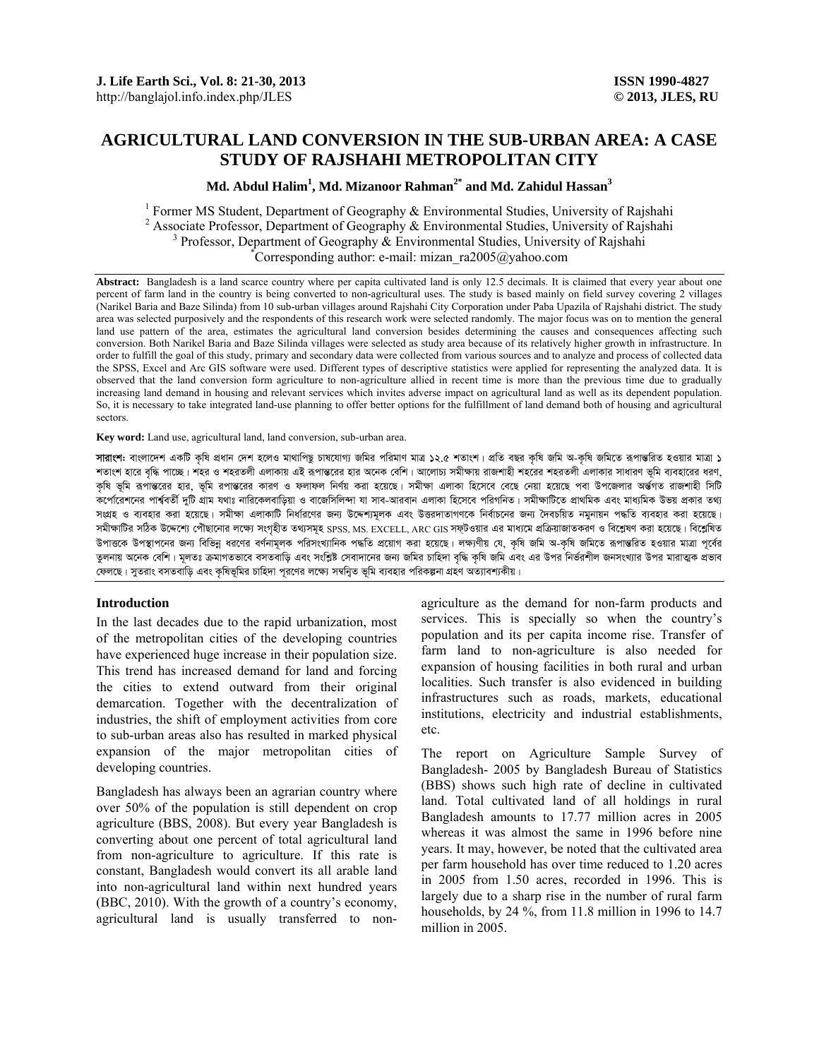# AGRICULTURAL LAND CONVERSION IN THE SUB-URBAN AREA: A CASE STUDY OF RAJSHAHI METROPOLITAN CITY

**Md. Abdul Halim[1], Md. Mizanoor Rahman[2*] and Md. Zahidul Hassan[3]**

[1] Former MS Student, Department of Geography & Environmental Studies, University of Rajshahi
[2] Associate Professor, Department of Geography & Environmental Studies, University of Rajshahi
[3] Professor, Department of Geography & Environmental Studies, University of Rajshahi
[*]Corresponding author: e-mail: mizan_ra2005@yahoo.com

**Abstract:** Bangladesh is a land scarce country where per capita cultivated land is only 12.5 decimals. It is claimed that every year about one percent of farm land in the country is being converted to non-agricultural uses. The study is based mainly on field survey covering 2 villages (Narikel Baria and Baze Silinda) from 10 sub-urban villages around Rajshahi City Corporation under Paba Upazila of Rajshahi district. The study area was selected purposively and the respondents of this research work were selected randomly. The major focus was on to mention the general land use pattern of the area, estimates the agricultural land conversion besides determining the causes and consequences affecting such conversion. Both Narikel Baria and Baze Silinda villages were selected as study area because of its relatively higher growth in infrastructure. In order to fulfill the goal of this study, primary and secondary data were collected from various sources and to analyze and process of collected data the SPSS, Excel and Arc GIS software were used. Different types of descriptive statistics were applied for representing the analyzed data. It is observed that the land conversion form agriculture to non-agriculture allied in recent time is more than the previous time due to gradually increasing land demand in housing and relevant services which invites adverse impact on agricultural land as well as its dependent population. So, it is necessary to take integrated land-use planning to offer better options for the fulfillment of land demand both of housing and agricultural sectors.

**Key word:** Land use, agricultural land, land conversion, sub-urban area.

**সারাংশ:** বাংলাদেশ একটি কৃষি প্রধান দেশ হলেও মাথাপিছু চাষযোগ্য জমির পরিমাণ মাত্র ১২.৫ শতাংশ। প্রতি বছর কৃষি জমি অ-কৃষি জমিতে রূপান্তরিত হওয়ার মাত্রা ১ শতাংশ হারে বৃদ্ধি পাচ্ছে। শহর ও শহরতলী এলাকায় এই রূপান্তরের হার অনেক বেশি। আলোচ্য সমীক্ষায় রাজশাহী শহরের শহরতলী এলাকার সাধারণ ভূমি ব্যবহারের ধরণ, কৃষি ভূমি রূপান্তরের হার, ভূমি রূপান্তরের কারণ ও ফলাফল নির্ণয় করা হয়েছে। সমীক্ষা এলাকা হিসেবে বেছে নেয়া হয়েছে পবা উপজেলার অন্তর্গত রাজশাহী সিটি কর্পোরেশনের পার্শ্ববর্তী দুটি গ্রাম যথাঃ নারিকেলবাড়িয়া ও বাজেসিলিন্দা যা সাব-আরবান এলাকা হিসেবে পরিগনিত। সমীক্ষাটিতে প্রাথমিক এবং মাধ্যমিক উভয় প্রকার তথ্য সংগ্রহ ও ব্যবহার করা হয়েছে। সমীক্ষা এলাকাটি নির্ধারণের জন্য উদ্দেশ্যমূলক এবং উত্তরদাতাগণকে নির্বাচনের জন্য দৈবচয়িত নমুনায়ন পদ্ধতি ব্যবহার করা হয়েছে। সমীক্ষাটির সঠিক উদ্দেশ্যে পৌঁছানোর লক্ষ্যে সংগৃহীত তথ্যসমূহ SPSS, MS. EXCELL, ARC GIS সফটওয়্যার এর মাধ্যমে প্রক্রিয়াজাতকরণ ও বিশ্লেষণ করা হয়েছে। বিশ্লেষিত উপাত্তকে উপস্থাপনের জন্য বিভিন্ন ধরণের বর্ণনামূলক পরিসংখ্যানিক পদ্ধতি প্রয়োগ করা হয়েছে। লক্ষ্যণীয় যে, কৃষি জমি অ-কৃষি জমিতে রূপান্তরিত হওয়ার মাত্রা পূর্বের তুলনায় অনেক বেশি। মূলতঃ ক্রমাগতভাবে বসতবাড়ি এবং সংশ্লিষ্ট সেবাদানের জন্য জমির চাহিদা বৃদ্ধি কৃষি জমি এবং এর উপর নির্ভরশীল জনসংখ্যার উপর মারাত্মক প্রভাব ফেলছে। সুতরাং বসতবাড়ি এবং কৃষিভূমির চাহিদা পূরণের লক্ষ্যে সমন্বিত ভূমি ব্যবহার পরিকল্পনা গ্রহণ অত্যাবশ্যকীয়।

## Introduction

In the last decades due to the rapid urbanization, most of the metropolitan cities of the developing countries have experienced huge increase in their population size. This trend has increased demand for land and forcing the cities to extend outward from their original demarcation. Together with the decentralization of industries, the shift of employment activities from core to sub-urban areas also has resulted in marked physical expansion of the major metropolitan cities of developing countries.

Bangladesh has always been an agrarian country where over 50% of the population is still dependent on crop agriculture (BBS, 2008). But every year Bangladesh is converting about one percent of total agricultural land from non-agriculture to agriculture. If this rate is constant, Bangladesh would convert its all arable land into non-agricultural land within next hundred years (BBC, 2010). With the growth of a country's economy, agricultural land is usually transferred to non-agriculture as the demand for non-farm products and services. This is specially so when the country's population and its per capita income rise. Transfer of farm land to non-agriculture is also needed for expansion of housing facilities in both rural and urban localities. Such transfer is also evidenced in building infrastructures such as roads, markets, educational institutions, electricity and industrial establishments, etc.

The report on Agriculture Sample Survey of Bangladesh- 2005 by Bangladesh Bureau of Statistics (BBS) shows such high rate of decline in cultivated land. Total cultivated land of all holdings in rural Bangladesh amounts to 17.77 million acres in 2005 whereas it was almost the same in 1996 before nine years. It may, however, be noted that the cultivated area per farm household has over time reduced to 1.20 acres in 2005 from 1.50 acres, recorded in 1996. This is largely due to a sharp rise in the number of rural farm households, by 24 %, from 11.8 million in 1996 to 14.7 million in 2005.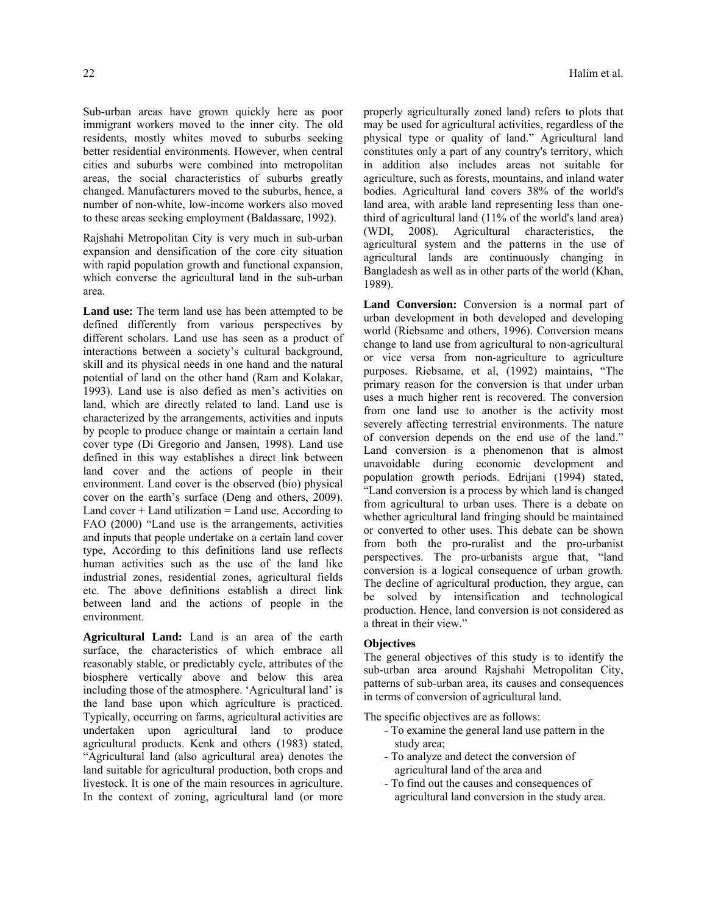Sub-urban areas have grown quickly here as poor immigrant workers moved to the inner city. The old residents, mostly whites moved to suburbs seeking better residential environments. However, when central cities and suburbs were combined into metropolitan areas, the social characteristics of suburbs greatly changed. Manufacturers moved to the suburbs, hence, a number of non-white, low-income workers also moved to these areas seeking employment (Baldassare, 1992).

Rajshahi Metropolitan City is very much in sub-urban expansion and densification of the core city situation with rapid population growth and functional expansion, which converse the agricultural land in the sub-urban area.

**Land use:** The term land use has been attempted to be defined differently from various perspectives by different scholars. Land use has seen as a product of interactions between a society's cultural background, skill and its physical needs in one hand and the natural potential of land on the other hand (Ram and Kolakar, 1993). Land use is also defied as men's activities on land, which are directly related to land. Land use is characterized by the arrangements, activities and inputs by people to produce change or maintain a certain land cover type (Di Gregorio and Jansen, 1998). Land use defined in this way establishes a direct link between land cover and the actions of people in their environment. Land cover is the observed (bio) physical cover on the earth's surface (Deng and others, 2009). Land cover + Land utilization = Land use. According to FAO (2000) "Land use is the arrangements, activities and inputs that people undertake on a certain land cover type, According to this definitions land use reflects human activities such as the use of the land like industrial zones, residential zones, agricultural fields etc. The above definitions establish a direct link between land and the actions of people in the environment.

**Agricultural Land:** Land is an area of the earth surface, the characteristics of which embrace all reasonably stable, or predictably cycle, attributes of the biosphere vertically above and below this area including those of the atmosphere. 'Agricultural land' is the land base upon which agriculture is practiced. Typically, occurring on farms, agricultural activities are undertaken upon agricultural land to produce agricultural products. Kenk and others (1983) stated, "Agricultural land (also agricultural area) denotes the land suitable for agricultural production, both crops and livestock. It is one of the main resources in agriculture. In the context of zoning, agricultural land (or more properly agriculturally zoned land) refers to plots that may be used for agricultural activities, regardless of the physical type or quality of land." Agricultural land constitutes only a part of any country's territory, which in addition also includes areas not suitable for agriculture, such as forests, mountains, and inland water bodies. Agricultural land covers 38% of the world's land area, with arable land representing less than one-third of agricultural land (11% of the world's land area) (WDI, 2008). Agricultural characteristics, the agricultural system and the patterns in the use of agricultural lands are continuously changing in Bangladesh as well as in other parts of the world (Khan, 1989).

**Land Conversion:** Conversion is a normal part of urban development in both developed and developing world (Riebsame and others, 1996). Conversion means change to land use from agricultural to non-agricultural or vice versa from non-agriculture to agriculture purposes. Riebsame, et al, (1992) maintains, "The primary reason for the conversion is that under urban uses a much higher rent is recovered. The conversion from one land use to another is the activity most severely affecting terrestrial environments. The nature of conversion depends on the end use of the land." Land conversion is a phenomenon that is almost unavoidable during economic development and population growth periods. Edrijani (1994) stated, "Land conversion is a process by which land is changed from agricultural to urban uses. There is a debate on whether agricultural land fringing should be maintained or converted to other uses. This debate can be shown from both the pro-ruralist and the pro-urbanist perspectives. The pro-urbanists argue that, "land conversion is a logical consequence of urban growth. The decline of agricultural production, they argue, can be solved by intensification and technological production. Hence, land conversion is not considered as a threat in their view."

### Objectives

The general objectives of this study is to identify the sub-urban area around Rajshahi Metropolitan City, patterns of sub-urban area, its causes and consequences in terms of conversion of agricultural land.

The specific objectives are as follows:

- To examine the general land use pattern in the study area;
- To analyze and detect the conversion of agricultural land of the area and
- To find out the causes and consequences of agricultural land conversion in the study area.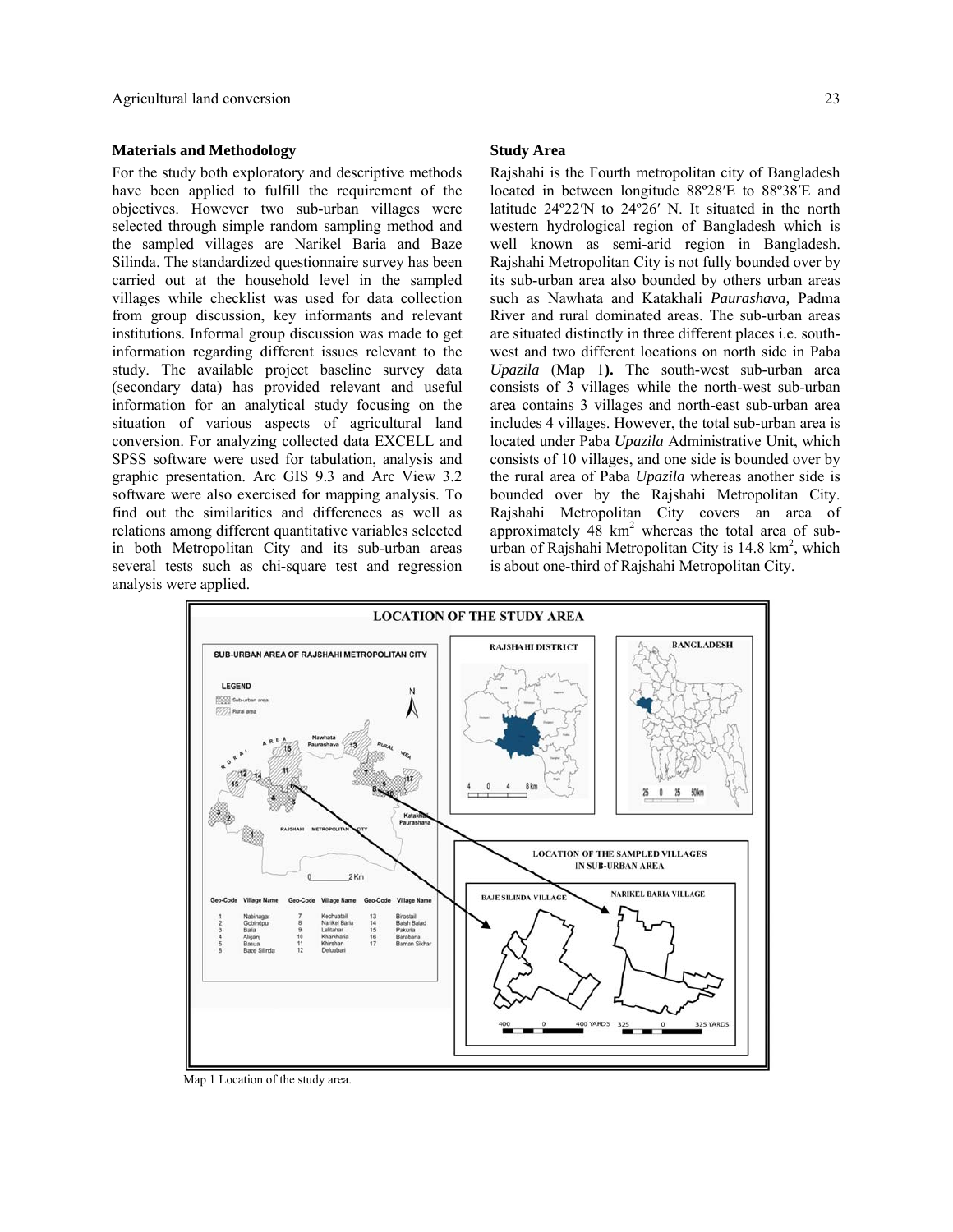## Materials and Methodology

For the study both exploratory and descriptive methods have been applied to fulfill the requirement of the objectives. However two sub-urban villages were selected through simple random sampling method and the sampled villages are Narikel Baria and Baze Silinda. The standardized questionnaire survey has been carried out at the household level in the sampled villages while checklist was used for data collection from group discussion, key informants and relevant institutions. Informal group discussion was made to get information regarding different issues relevant to the study. The available project baseline survey data (secondary data) has provided relevant and useful information for an analytical study focusing on the situation of various aspects of agricultural land conversion. For analyzing collected data EXCELL and SPSS software were used for tabulation, analysis and graphic presentation. Arc GIS 9.3 and Arc View 3.2 software were also exercised for mapping analysis. To find out the similarities and differences as well as relations among different quantitative variables selected in both Metropolitan City and its sub-urban areas several tests such as chi-square test and regression analysis were applied.

## Study Area

Rajshahi is the Fourth metropolitan city of Bangladesh located in between longitude 88º28′E to 88º38′E and latitude 24º22′N to 24º26′ N. It situated in the north western hydrological region of Bangladesh which is well known as semi-arid region in Bangladesh. Rajshahi Metropolitan City is not fully bounded over by its sub-urban area also bounded by others urban areas such as Nawhata and Katakhali *Paurashava,* Padma River and rural dominated areas. The sub-urban areas are situated distinctly in three different places i.e. south-west and two different locations on north side in Paba *Upazila* (Map 1**).** The south-west sub-urban area consists of 3 villages while the north-west sub-urban area contains 3 villages and north-east sub-urban area includes 4 villages. However, the total sub-urban area is located under Paba *Upazila* Administrative Unit, which consists of 10 villages, and one side is bounded over by the rural area of Paba *Upazila* whereas another side is bounded over by the Rajshahi Metropolitan City. Rajshahi Metropolitan City covers an area of approximately 48 km$^2$ whereas the total area of sub-urban of Rajshahi Metropolitan City is 14.8 km$^2$, which is about one-third of Rajshahi Metropolitan City.

Map 1 Location of the study area.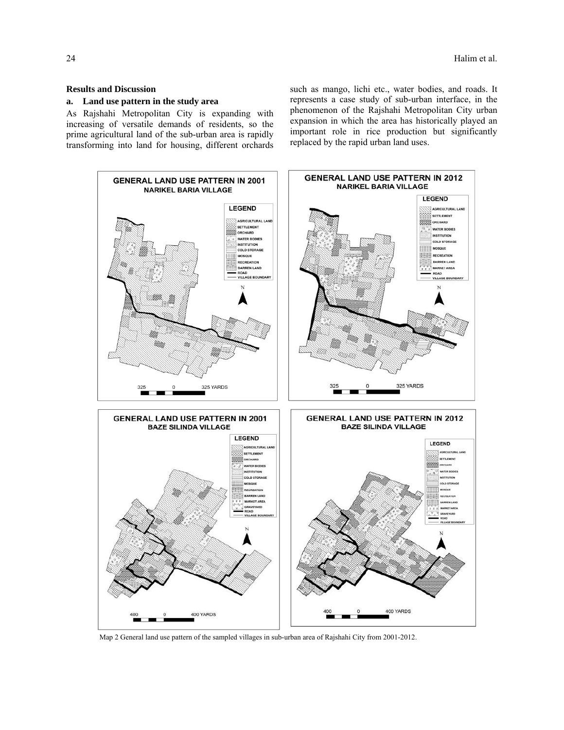## Results and Discussion

### a. Land use pattern in the study area

As Rajshahi Metropolitan City is expanding with increasing of versatile demands of residents, so the prime agricultural land of the sub-urban area is rapidly transforming into land for housing, different orchards such as mango, lichi etc., water bodies, and roads. It represents a case study of sub-urban interface, in the phenomenon of the Rajshahi Metropolitan City urban expansion in which the area has historically played an important role in rice production but significantly replaced by the rapid urban land uses.

Map 2 General land use pattern of the sampled villages in sub-urban area of Rajshahi City from 2001-2012.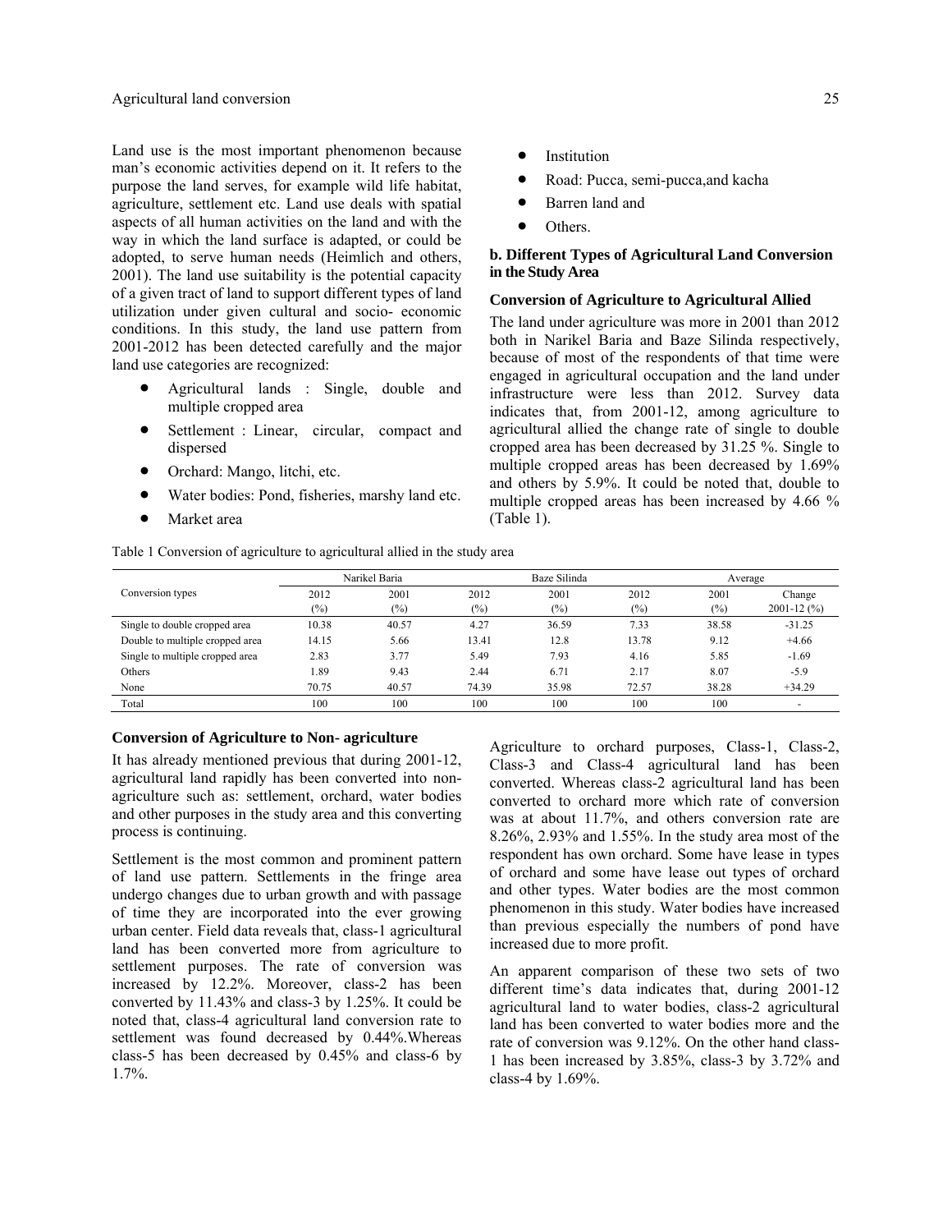Land use is the most important phenomenon because man's economic activities depend on it. It refers to the purpose the land serves, for example wild life habitat, agriculture, settlement etc. Land use deals with spatial aspects of all human activities on the land and with the way in which the land surface is adapted, or could be adopted, to serve human needs (Heimlich and others, 2001). The land use suitability is the potential capacity of a given tract of land to support different types of land utilization under given cultural and socio- economic conditions. In this study, the land use pattern from 2001-2012 has been detected carefully and the major land use categories are recognized:

- Agricultural lands : Single, double and multiple cropped area
- Settlement : Linear, circular, compact and dispersed
- Orchard: Mango, litchi, etc.
- Water bodies: Pond, fisheries, marshy land etc.
- Market area
- Institution
- Road: Pucca, semi-pucca,and kacha
- Barren land and
- Others.

### b. Different Types of Agricultural Land Conversion in the Study Area

#### Conversion of Agriculture to Agricultural Allied

The land under agriculture was more in 2001 than 2012 both in Narikel Baria and Baze Silinda respectively, because of most of the respondents of that time were engaged in agricultural occupation and the land under infrastructure were less than 2012. Survey data indicates that, from 2001-12, among agriculture to agricultural allied the change rate of single to double cropped area has been decreased by 31.25 %. Single to multiple cropped areas has been decreased by 1.69% and others by 5.9%. It could be noted that, double to multiple cropped areas has been increased by 4.66 % (Table 1).

Table 1 Conversion of agriculture to agricultural allied in the study area

| Conversion types | Narikel Baria | | Baze Silinda | | Average | | |
|---|---|---|---|---|---|---|---|
| | 2012 (%) | 2001 (%) | 2012 (%) | 2001 (%) | 2012 (%) | 2001 (%) | Change 2001-12 (%) |
| Single to double cropped area | 10.38 | 40.57 | 4.27 | 36.59 | 7.33 | 38.58 | -31.25 |
| Double to multiple cropped area | 14.15 | 5.66 | 13.41 | 12.8 | 13.78 | 9.12 | +4.66 |
| Single to multiple cropped area | 2.83 | 3.77 | 5.49 | 7.93 | 4.16 | 5.85 | -1.69 |
| Others | 1.89 | 9.43 | 2.44 | 6.71 | 2.17 | 8.07 | -5.9 |
| None | 70.75 | 40.57 | 74.39 | 35.98 | 72.57 | 38.28 | +34.29 |
| Total | 100 | 100 | 100 | 100 | 100 | 100 | - |

#### Conversion of Agriculture to Non- agriculture

It has already mentioned previous that during 2001-12, agricultural land rapidly has been converted into non-agriculture such as: settlement, orchard, water bodies and other purposes in the study area and this converting process is continuing.

Settlement is the most common and prominent pattern of land use pattern. Settlements in the fringe area undergo changes due to urban growth and with passage of time they are incorporated into the ever growing urban center. Field data reveals that, class-1 agricultural land has been converted more from agriculture to settlement purposes. The rate of conversion was increased by 12.2%. Moreover, class-2 has been converted by 11.43% and class-3 by 1.25%. It could be noted that, class-4 agricultural land conversion rate to settlement was found decreased by 0.44%.Whereas class-5 has been decreased by 0.45% and class-6 by 1.7%.

Agriculture to orchard purposes, Class-1, Class-2, Class-3 and Class-4 agricultural land has been converted. Whereas class-2 agricultural land has been converted to orchard more which rate of conversion was at about 11.7%, and others conversion rate are 8.26%, 2.93% and 1.55%. In the study area most of the respondent has own orchard. Some have lease in types of orchard and some have lease out types of orchard and other types. Water bodies are the most common phenomenon in this study. Water bodies have increased than previous especially the numbers of pond have increased due to more profit.

An apparent comparison of these two sets of two different time's data indicates that, during 2001-12 agricultural land to water bodies, class-2 agricultural land has been converted to water bodies more and the rate of conversion was 9.12%. On the other hand class-1 has been increased by 3.85%, class-3 by 3.72% and class-4 by 1.69%.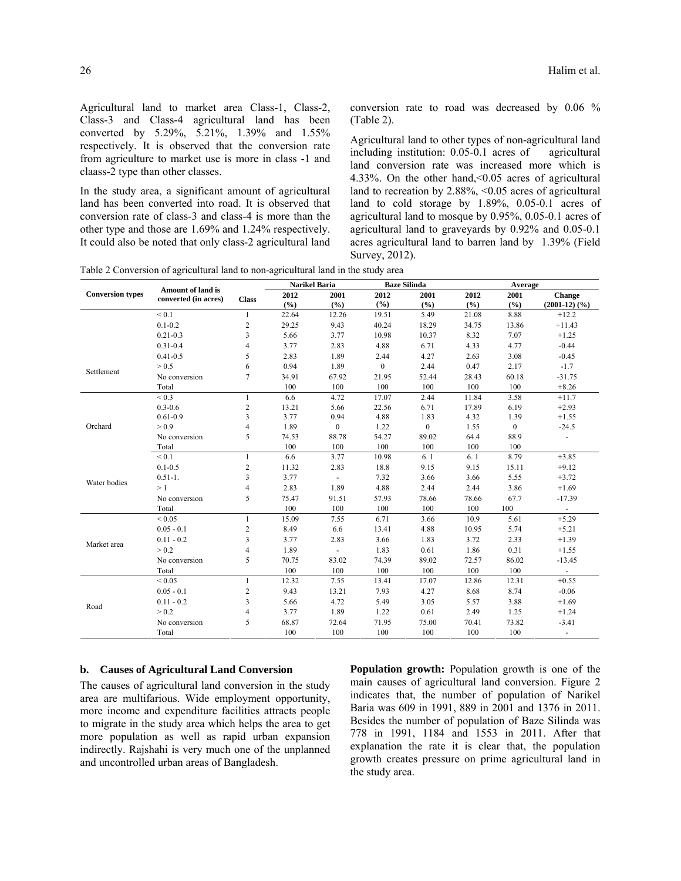Agricultural land to market area Class-1, Class-2, Class-3 and Class-4 agricultural land has been converted by 5.29%, 5.21%, 1.39% and 1.55% respectively. It is observed that the conversion rate from agriculture to market use is more in class -1 and claass-2 type than other classes.

In the study area, a significant amount of agricultural land has been converted into road. It is observed that conversion rate of class-3 and class-4 is more than the other type and those are 1.69% and 1.24% respectively. It could also be noted that only class-2 agricultural land conversion rate to road was decreased by 0.06 % (Table 2).

Agricultural land to other types of non-agricultural land including institution: 0.05-0.1 acres of agricultural land conversion rate was increased more which is 4.33%. On the other hand,<0.05 acres of agricultural land to recreation by 2.88%, <0.05 acres of agricultural land to cold storage by 1.89%, 0.05-0.1 acres of agricultural land to mosque by 0.95%, 0.05-0.1 acres of agricultural land to graveyards by 0.92% and 0.05-0.1 acres agricultural land to barren land by 1.39% (Field Survey, 2012).

Table 2 Conversion of agricultural land to non-agricultural land in the study area

| Conversion types | Amount of land is converted (in acres) | Class | Narikel Baria | | Baze Silinda | | Average | | |
|---|---|---|---|---|---|---|---|---|---|
| | | | 2012 (%) | 2001 (%) | 2012 (%) | 2001 (%) | 2012 (%) | 2001 (%) | Change (2001-12) (%) |
| Settlement | < 0.1 | 1 | 22.64 | 12.26 | 19.51 | 5.49 | 21.08 | 8.88 | +12.2 |
| | 0.1-0.2 | 2 | 29.25 | 9.43 | 40.24 | 18.29 | 34.75 | 13.86 | +11.43 |
| | 0.21-0.3 | 3 | 5.66 | 3.77 | 10.98 | 10.37 | 8.32 | 7.07 | +1.25 |
| | 0.31-0.4 | 4 | 3.77 | 2.83 | 4.88 | 6.71 | 4.33 | 4.77 | -0.44 |
| | 0.41-0.5 | 5 | 2.83 | 1.89 | 2.44 | 4.27 | 2.63 | 3.08 | -0.45 |
| | > 0.5 | 6 | 0.94 | 1.89 | 0 | 2.44 | 0.47 | 2.17 | -1.7 |
| | No conversion | 7 | 34.91 | 67.92 | 21.95 | 52.44 | 28.43 | 60.18 | -31.75 |
| | Total | | 100 | 100 | 100 | 100 | 100 | 100 | +8.26 |
| Orchard | < 0.3 | 1 | 6.6 | 4.72 | 17.07 | 2.44 | 11.84 | 3.58 | +11.7 |
| | 0.3-0.6 | 2 | 13.21 | 5.66 | 22.56 | 6.71 | 17.89 | 6.19 | +2.93 |
| | 0.61-0.9 | 3 | 3.77 | 0.94 | 4.88 | 1.83 | 4.32 | 1.39 | +1.55 |
| | > 0.9 | 4 | 1.89 | 0 | 1.22 | 0 | 1.55 | 0 | -24.5 |
| | No conversion | 5 | 74.53 | 88.78 | 54.27 | 89.02 | 64.4 | 88.9 | - |
| | Total | | 100 | 100 | 100 | 100 | 100 | 100 | |
| Water bodies | < 0.1 | 1 | 6.6 | 3.77 | 10.98 | 6. 1 | 6. 1 | 8.79 | +3.85 |
| | 0.1-0.5 | 2 | 11.32 | 2.83 | 18.8 | 9.15 | 9.15 | 15.11 | +9.12 |
| | 0.51-1. | 3 | 3.77 | - | 7.32 | 3.66 | 3.66 | 5.55 | +3.72 |
| | > 1 | 4 | 2.83 | 1.89 | 4.88 | 2.44 | 2.44 | 3.86 | +1.69 |
| | No conversion | 5 | 75.47 | 91.51 | 57.93 | 78.66 | 78.66 | 67.7 | -17.39 |
| | Total | | 100 | 100 | 100 | 100 | 100 | 100 | - |
| Market area | < 0.05 | 1 | 15.09 | 7.55 | 6.71 | 3.66 | 10.9 | 5.61 | +5.29 |
| | 0.05 - 0.1 | 2 | 8.49 | 6.6 | 13.41 | 4.88 | 10.95 | 5.74 | +5.21 |
| | 0.11 - 0.2 | 3 | 3.77 | 2.83 | 3.66 | 1.83 | 3.72 | 2.33 | +1.39 |
| | > 0.2 | 4 | 1.89 | - | 1.83 | 0.61 | 1.86 | 0.31 | +1.55 |
| | No conversion | 5 | 70.75 | 83.02 | 74.39 | 89.02 | 72.57 | 86.02 | -13.45 |
| | Total | | 100 | 100 | 100 | 100 | 100 | 100 | - |
| Road | < 0.05 | 1 | 12.32 | 7.55 | 13.41 | 17.07 | 12.86 | 12.31 | +0.55 |
| | 0.05 - 0.1 | 2 | 9.43 | 13.21 | 7.93 | 4.27 | 8.68 | 8.74 | -0.06 |
| | 0.11 - 0.2 | 3 | 5.66 | 4.72 | 5.49 | 3.05 | 5.57 | 3.88 | +1.69 |
| | > 0.2 | 4 | 3.77 | 1.89 | 1.22 | 0.61 | 2.49 | 1.25 | +1.24 |
| | No conversion | 5 | 68.87 | 72.64 | 71.95 | 75.00 | 70.41 | 73.82 | -3.41 |
| | Total | | 100 | 100 | 100 | 100 | 100 | 100 | - |

## b. Causes of Agricultural Land Conversion

The causes of agricultural land conversion in the study area are multifarious. Wide employment opportunity, more income and expenditure facilities attracts people to migrate in the study area which helps the area to get more population as well as rapid urban expansion indirectly. Rajshahi is very much one of the unplanned and uncontrolled urban areas of Bangladesh.

**Population growth:** Population growth is one of the main causes of agricultural land conversion. Figure 2 indicates that, the number of population of Narikel Baria was 609 in 1991, 889 in 2001 and 1376 in 2011. Besides the number of population of Baze Silinda was 778 in 1991, 1184 and 1553 in 2011. After that explanation the rate it is clear that, the population growth creates pressure on prime agricultural land in the study area.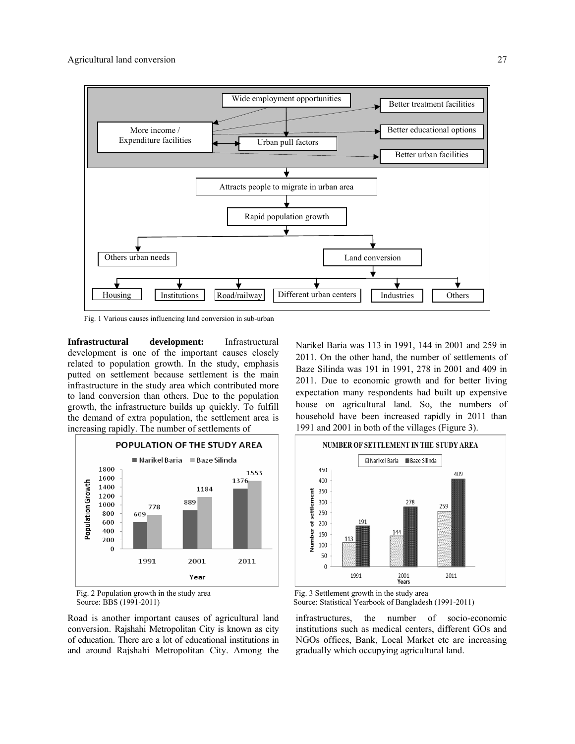Fig. 1 Various causes influencing land conversion in sub-urban

**Infrastructural development:** Infrastructural development is one of the important causes closely related to population growth. In the study, emphasis putted on settlement because settlement is the main infrastructure in the study area which contributed more to land conversion than others. Due to the population growth, the infrastructure builds up quickly. To fulfill the demand of extra population, the settlement area is increasing rapidly. The number of settlements of Narikel Baria was 113 in 1991, 144 in 2001 and 259 in 2011. On the other hand, the number of settlements of Baze Silinda was 191 in 1991, 278 in 2001 and 409 in 2011. Due to economic growth and for better living expectation many respondents had built up expensive house on agricultural land. So, the numbers of household have been increased rapidly in 2011 than 1991 and 2001 in both of the villages (Figure 3).

Fig. 2 Population growth in the study area
Source: BBS (1991-2011)

Fig. 3 Settlement growth in the study area
Source: Statistical Yearbook of Bangladesh (1991-2011)

Road is another important causes of agricultural land conversion. Rajshahi Metropolitan City is known as city of education. There are a lot of educational institutions in and around Rajshahi Metropolitan City. Among the infrastructures, the number of socio-economic institutions such as medical centers, different GOs and NGOs offices, Bank, Local Market etc are increasing gradually which occupying agricultural land.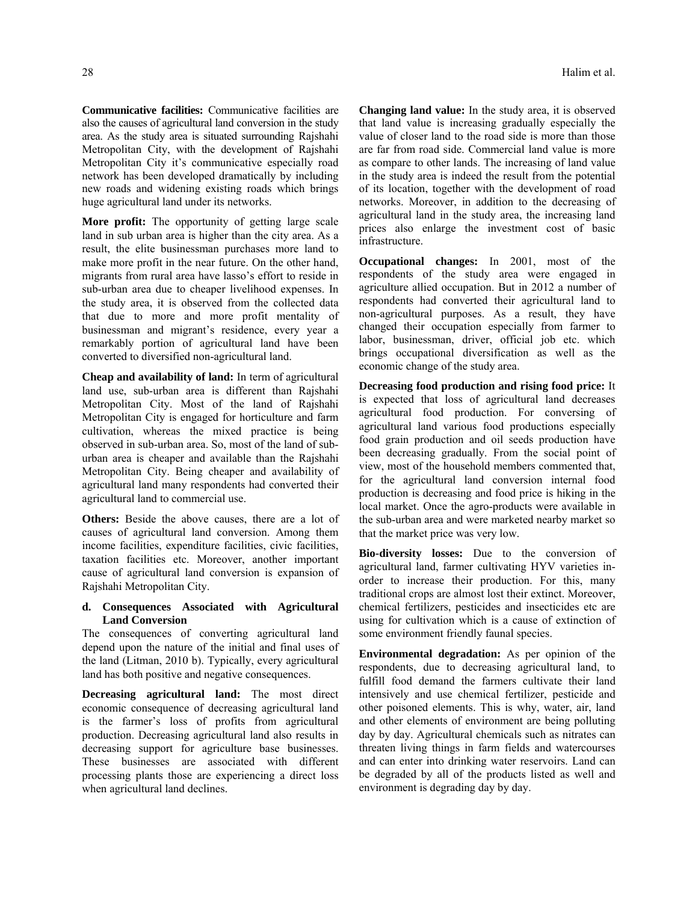**Communicative facilities:** Communicative facilities are also the causes of agricultural land conversion in the study area. As the study area is situated surrounding Rajshahi Metropolitan City, with the development of Rajshahi Metropolitan City it's communicative especially road network has been developed dramatically by including new roads and widening existing roads which brings huge agricultural land under its networks.

**More profit:** The opportunity of getting large scale land in sub urban area is higher than the city area. As a result, the elite businessman purchases more land to make more profit in the near future. On the other hand, migrants from rural area have lasso's effort to reside in sub-urban area due to cheaper livelihood expenses. In the study area, it is observed from the collected data that due to more and more profit mentality of businessman and migrant's residence, every year a remarkably portion of agricultural land have been converted to diversified non-agricultural land.

**Cheap and availability of land:** In term of agricultural land use, sub-urban area is different than Rajshahi Metropolitan City. Most of the land of Rajshahi Metropolitan City is engaged for horticulture and farm cultivation, whereas the mixed practice is being observed in sub-urban area. So, most of the land of sub-urban area is cheaper and available than the Rajshahi Metropolitan City. Being cheaper and availability of agricultural land many respondents had converted their agricultural land to commercial use.

**Others:** Beside the above causes, there are a lot of causes of agricultural land conversion. Among them income facilities, expenditure facilities, civic facilities, taxation facilities etc. Moreover, another important cause of agricultural land conversion is expansion of Rajshahi Metropolitan City.

### d. Consequences Associated with Agricultural Land Conversion

The consequences of converting agricultural land depend upon the nature of the initial and final uses of the land (Litman, 2010 b). Typically, every agricultural land has both positive and negative consequences.

**Decreasing agricultural land:** The most direct economic consequence of decreasing agricultural land is the farmer's loss of profits from agricultural production. Decreasing agricultural land also results in decreasing support for agriculture base businesses. These businesses are associated with different processing plants those are experiencing a direct loss when agricultural land declines.

**Changing land value:** In the study area, it is observed that land value is increasing gradually especially the value of closer land to the road side is more than those are far from road side. Commercial land value is more as compare to other lands. The increasing of land value in the study area is indeed the result from the potential of its location, together with the development of road networks. Moreover, in addition to the decreasing of agricultural land in the study area, the increasing land prices also enlarge the investment cost of basic infrastructure.

**Occupational changes:** In 2001, most of the respondents of the study area were engaged in agriculture allied occupation. But in 2012 a number of respondents had converted their agricultural land to non-agricultural purposes. As a result, they have changed their occupation especially from farmer to labor, businessman, driver, official job etc. which brings occupational diversification as well as the economic change of the study area.

**Decreasing food production and rising food price:** It is expected that loss of agricultural land decreases agricultural food production. For conversing of agricultural land various food productions especially food grain production and oil seeds production have been decreasing gradually. From the social point of view, most of the household members commented that, for the agricultural land conversion internal food production is decreasing and food price is hiking in the local market. Once the agro-products were available in the sub-urban area and were marketed nearby market so that the market price was very low.

**Bio-diversity losses:** Due to the conversion of agricultural land, farmer cultivating HYV varieties in-order to increase their production. For this, many traditional crops are almost lost their extinct. Moreover, chemical fertilizers, pesticides and insecticides etc are using for cultivation which is a cause of extinction of some environment friendly faunal species.

**Environmental degradation:** As per opinion of the respondents, due to decreasing agricultural land, to fulfill food demand the farmers cultivate their land intensively and use chemical fertilizer, pesticide and other poisoned elements. This is why, water, air, land and other elements of environment are being polluting day by day. Agricultural chemicals such as nitrates can threaten living things in farm fields and watercourses and can enter into drinking water reservoirs. Land can be degraded by all of the products listed as well and environment is degrading day by day.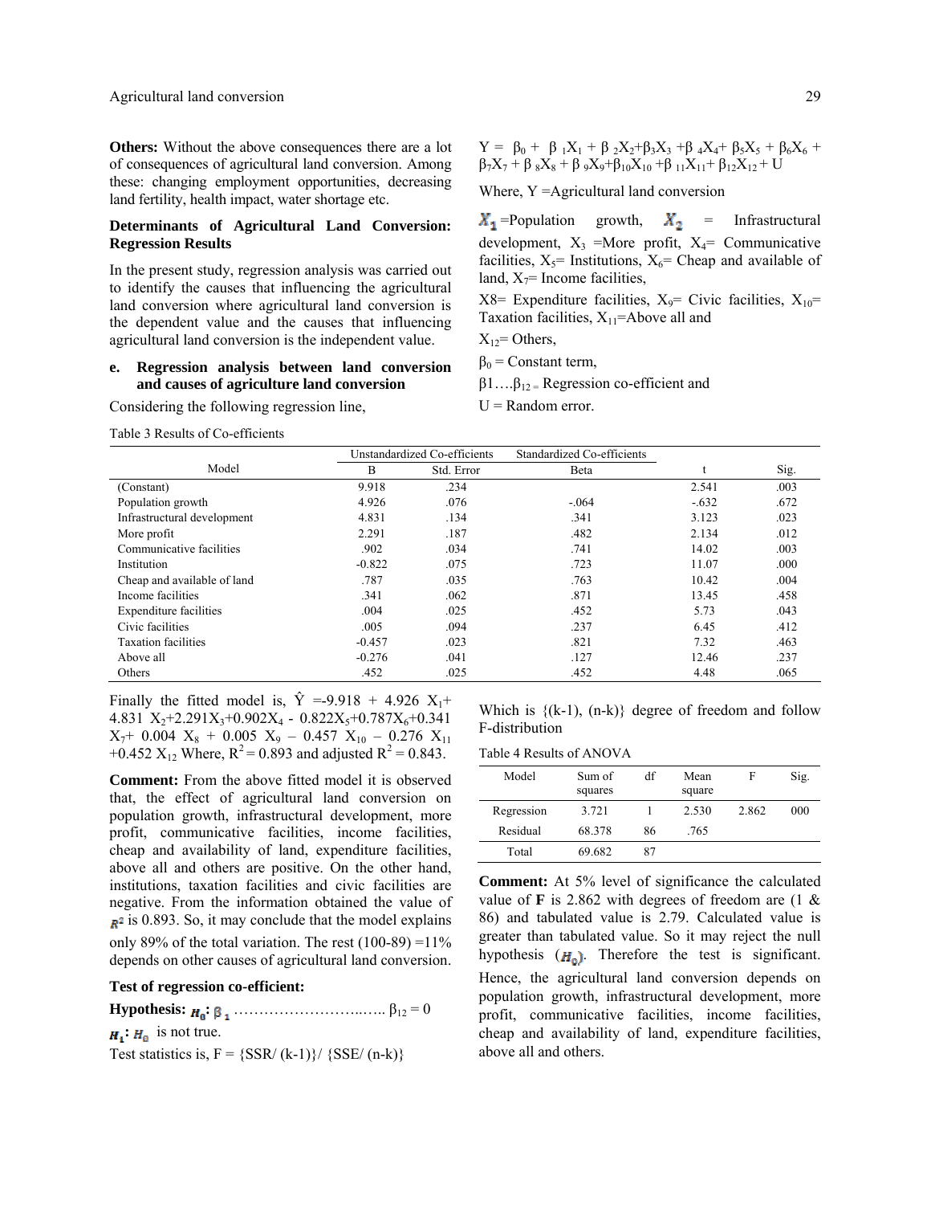**Others:** Without the above consequences there are a lot of consequences of agricultural land conversion. Among these: changing employment opportunities, decreasing land fertility, health impact, water shortage etc.

### Determinants of Agricultural Land Conversion: Regression Results

In the present study, regression analysis was carried out to identify the causes that influencing the agricultural land conversion where agricultural land conversion is the dependent value and the causes that influencing agricultural land conversion is the independent value.

**e. Regression analysis between land conversion and causes of agriculture land conversion**

Considering the following regression line,

$$Y = \beta_0 + \beta_1X_1 + \beta_2X_2+\beta_3X_3 +\beta_4X_4+ \beta_5X_5 + \beta_6X_6 + \beta_7X_7 + \beta_8X_8 + \beta_9X_9+\beta_{10}X_{10} +\beta_{11}X_{11}+ \beta_{12}X_{12} + U$$

Where, $Y$ =Agricultural land conversion

$X_1$ =Population growth, $X_2$ = Infrastructural development, $X_3$ =More profit, $X_4$= Communicative facilities, $X_5$= Institutions, $X_6$= Cheap and available of land, $X_7$= Income facilities,

$X_8$= Expenditure facilities, $X_9$= Civic facilities, $X_{10}$= Taxation facilities, $X_{11}$=Above all and

$X_{12}$= Others,

$\beta_0$ = Constant term,

$\beta_1 \ldots \beta_{12}$ = Regression co-efficient and

$U$ = Random error.

Table 3 Results of Co-efficients

| Model | Unstandardized Co-efficients | | Standardized Co-efficients | t | Sig. |
|---|---|---|---|---|---|
| | B | Std. Error | Beta | | |
| (Constant) | 9.918 | .234 | | 2.541 | .003 |
| Population growth | 4.926 | .076 | -.064 | -.632 | .672 |
| Infrastructural development | 4.831 | .134 | .341 | 3.123 | .023 |
| More profit | 2.291 | .187 | .482 | 2.134 | .012 |
| Communicative facilities | .902 | .034 | .741 | 14.02 | .003 |
| Institution | -0.822 | .075 | .723 | 11.07 | .000 |
| Cheap and available of land | .787 | .035 | .763 | 10.42 | .004 |
| Income facilities | .341 | .062 | .871 | 13.45 | .458 |
| Expenditure facilities | .004 | .025 | .452 | 5.73 | .043 |
| Civic facilities | .005 | .094 | .237 | 6.45 | .412 |
| Taxation facilities | -0.457 | .023 | .821 | 7.32 | .463 |
| Above all | -0.276 | .041 | .127 | 12.46 | .237 |
| Others | .452 | .025 | .452 | 4.48 | .065 |

Finally the fitted model is, $\hat{Y}$ =-9.918 + 4.926 $X_1$+ 4.831 $X_2$+2.291$X_3$+0.902$X_4$ - 0.822$X_5$+0.787$X_6$+0.341 $X_7$+ 0.004 $X_8$ + 0.005 $X_9$ – 0.457 $X_{10}$ – 0.276 $X_{11}$ +0.452 $X_{12}$ Where, $R^2$ = 0.893 and adjusted $R^2$ = 0.843.

**Comment:** From the above fitted model it is observed that, the effect of agricultural land conversion on population growth, infrastructural development, more profit, communicative facilities, income facilities, cheap and availability of land, expenditure facilities, above all and others are positive. On the other hand, institutions, taxation facilities and civic facilities are negative. From the information obtained the value of $R^2$ is 0.893. So, it may conclude that the model explains only 89% of the total variation. The rest (100-89) =11% depends on other causes of agricultural land conversion.

**Test of regression co-efficient:**

**Hypothesis:** $H_0$: $\beta_1$ ……………………..….. $\beta_{12}$ = 0

$H_1$: $H_0$ is not true.

Test statistics is, $F = \{SSR/ (k-1)\}/ \{SSE/ (n-k)\}$

Which is {(k-1), (n-k)} degree of freedom and follow F-distribution

Table 4 Results of ANOVA

| Model | Sum of squares | df | Mean square | F | Sig. |
|---|---|---|---|---|---|
| Regression | 3.721 | 1 | 2.530 | 2.862 | 000 |
| Residual | 68.378 | 86 | .765 | | |
| Total | 69.682 | 87 | | | |

**Comment:** At 5% level of significance the calculated value of **F** is 2.862 with degrees of freedom are (1 & 86) and tabulated value is 2.79. Calculated value is greater than tabulated value. So it may reject the null hypothesis ($H_0$). Therefore the test is significant. Hence, the agricultural land conversion depends on population growth, infrastructural development, more profit, communicative facilities, income facilities, cheap and availability of land, expenditure facilities, above all and others.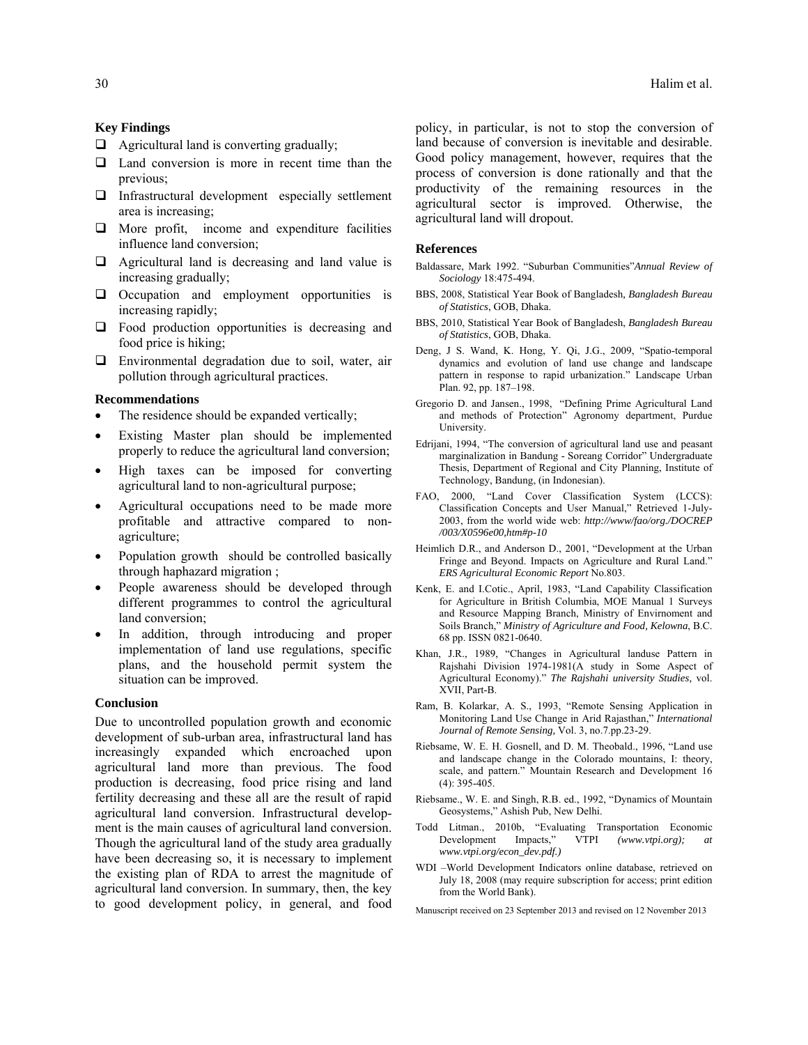### Key Findings

- Agricultural land is converting gradually;
- Land conversion is more in recent time than the previous;
- Infrastructural development especially settlement area is increasing;
- More profit, income and expenditure facilities influence land conversion;
- Agricultural land is decreasing and land value is increasing gradually;
- Occupation and employment opportunities is increasing rapidly;
- Food production opportunities is decreasing and food price is hiking;
- Environmental degradation due to soil, water, air pollution through agricultural practices.

### Recommendations

- The residence should be expanded vertically;
- Existing Master plan should be implemented properly to reduce the agricultural land conversion;
- High taxes can be imposed for converting agricultural land to non-agricultural purpose;
- Agricultural occupations need to be made more profitable and attractive compared to non-agriculture;
- Population growth should be controlled basically through haphazard migration ;
- People awareness should be developed through different programmes to control the agricultural land conversion;
- In addition, through introducing and proper implementation of land use regulations, specific plans, and the household permit system the situation can be improved.

### Conclusion

Due to uncontrolled population growth and economic development of sub-urban area, infrastructural land has increasingly expanded which encroached upon agricultural land more than previous. The food production is decreasing, food price rising and land fertility decreasing and these all are the result of rapid agricultural land conversion. Infrastructural development is the main causes of agricultural land conversion. Though the agricultural land of the study area gradually have been decreasing so, it is necessary to implement the existing plan of RDA to arrest the magnitude of agricultural land conversion. In summary, then, the key to good development policy, in general, and food policy, in particular, is not to stop the conversion of land because of conversion is inevitable and desirable. Good policy management, however, requires that the process of conversion is done rationally and that the productivity of the remaining resources in the agricultural sector is improved. Otherwise, the agricultural land will dropout.

### References

Baldassare, Mark 1992. "Suburban Communities"*Annual Review of Sociology* 18:475-494.

BBS, 2008, Statistical Year Book of Bangladesh, *Bangladesh Bureau of Statistics*, GOB, Dhaka.

BBS, 2010, Statistical Year Book of Bangladesh, *Bangladesh Bureau of Statistics*, GOB, Dhaka.

Deng, J S. Wand, K. Hong, Y. Qi, J.G., 2009, "Spatio-temporal dynamics and evolution of land use change and landscape pattern in response to rapid urbanization." Landscape Urban Plan. 92, pp. 187–198.

Gregorio D. and Jansen., 1998, "Defining Prime Agricultural Land and methods of Protection" Agronomy department, Purdue University.

Edrijani, 1994, "The conversion of agricultural land use and peasant marginalization in Bandung - Soreang Corridor" Undergraduate Thesis, Department of Regional and City Planning, Institute of Technology, Bandung, (in Indonesian).

FAO, 2000, "Land Cover Classification System (LCCS): Classification Concepts and User Manual," Retrieved 1-July-2003, from the world wide web: *http://www/fao/org./DOCREP /003/X0596e00,htm#p-10*

Heimlich D.R., and Anderson D., 2001, "Development at the Urban Fringe and Beyond. Impacts on Agriculture and Rural Land." *ERS Agricultural Economic Report* No.803.

Kenk, E. and I.Cotic., April, 1983, "Land Capability Classification for Agriculture in British Columbia, MOE Manual 1 Surveys and Resource Mapping Branch, Ministry of Envirnoment and Soils Branch," *Ministry of Agriculture and Food, Kelowna*, B.C. 68 pp. ISSN 0821-0640.

Khan, J.R., 1989, "Changes in Agricultural landuse Pattern in Rajshahi Division 1974-1981(A study in Some Aspect of Agricultural Economy)." *The Rajshahi university Studies,* vol. XVII, Part-B.

Ram, B. Kolarkar, A. S., 1993, "Remote Sensing Application in Monitoring Land Use Change in Arid Rajasthan," *International Journal of Remote Sensing,* Vol. 3, no.7.pp.23-29.

Riebsame, W. E. H. Gosnell, and D. M. Theobald., 1996, "Land use and landscape change in the Colorado mountains, I: theory, scale, and pattern." Mountain Research and Development 16 (4): 395-405.

Riebsame., W. E. and Singh, R.B. ed., 1992, "Dynamics of Mountain Geosystems," Ashish Pub, New Delhi.

Todd Litman., 2010b, "Evaluating Transportation Economic Development Impacts," VTPI *(www.vtpi.org); at www.vtpi.org/econ_dev.pdf.)*

WDI –World Development Indicators online database, retrieved on July 18, 2008 (may require subscription for access; print edition from the World Bank).

Manuscript received on 23 September 2013 and revised on 12 November 2013